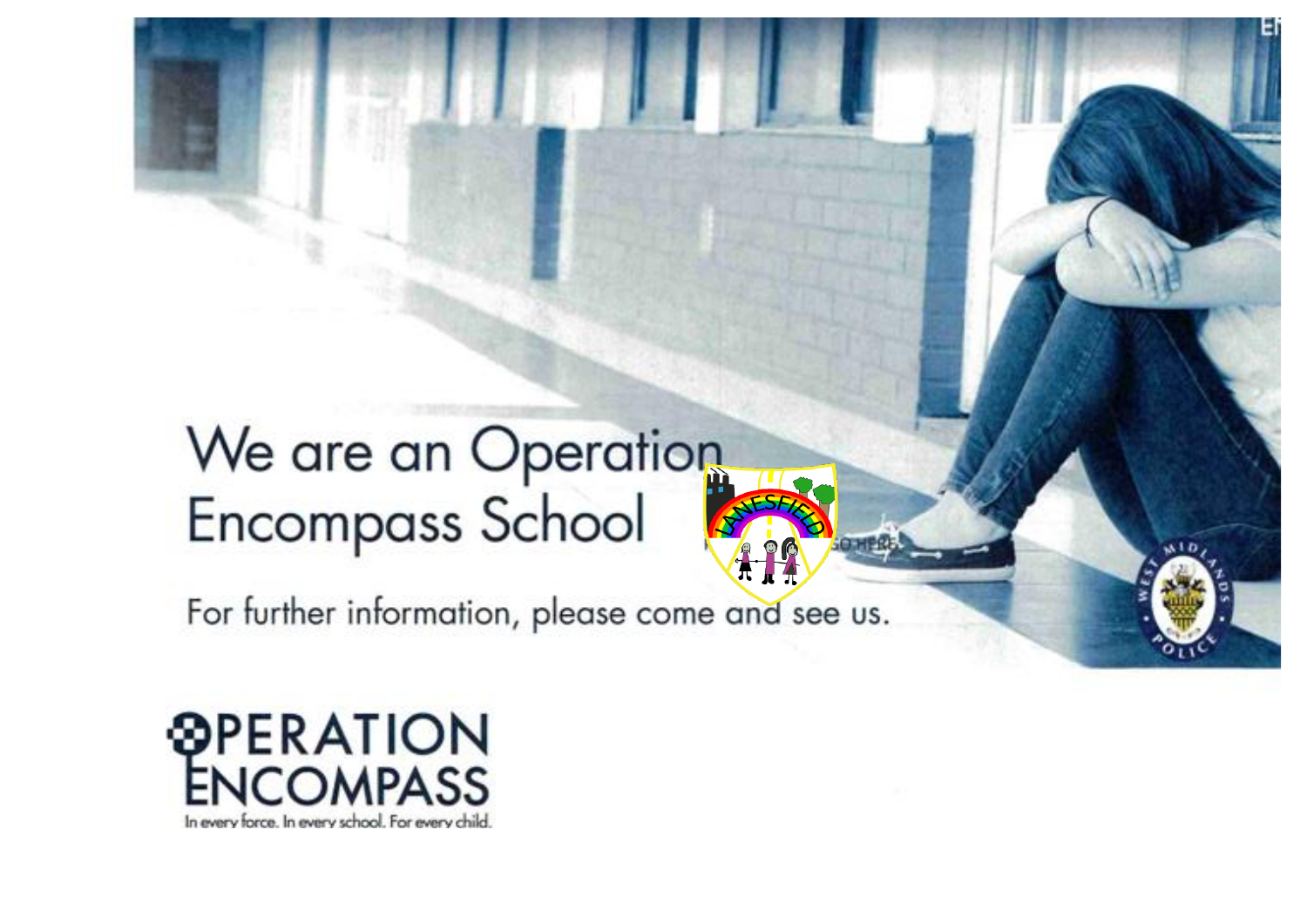# We are an Operation Encompass School

For further information, please come and see us.

OPERATION ENCOMPASS

In every force. In every school. For every child.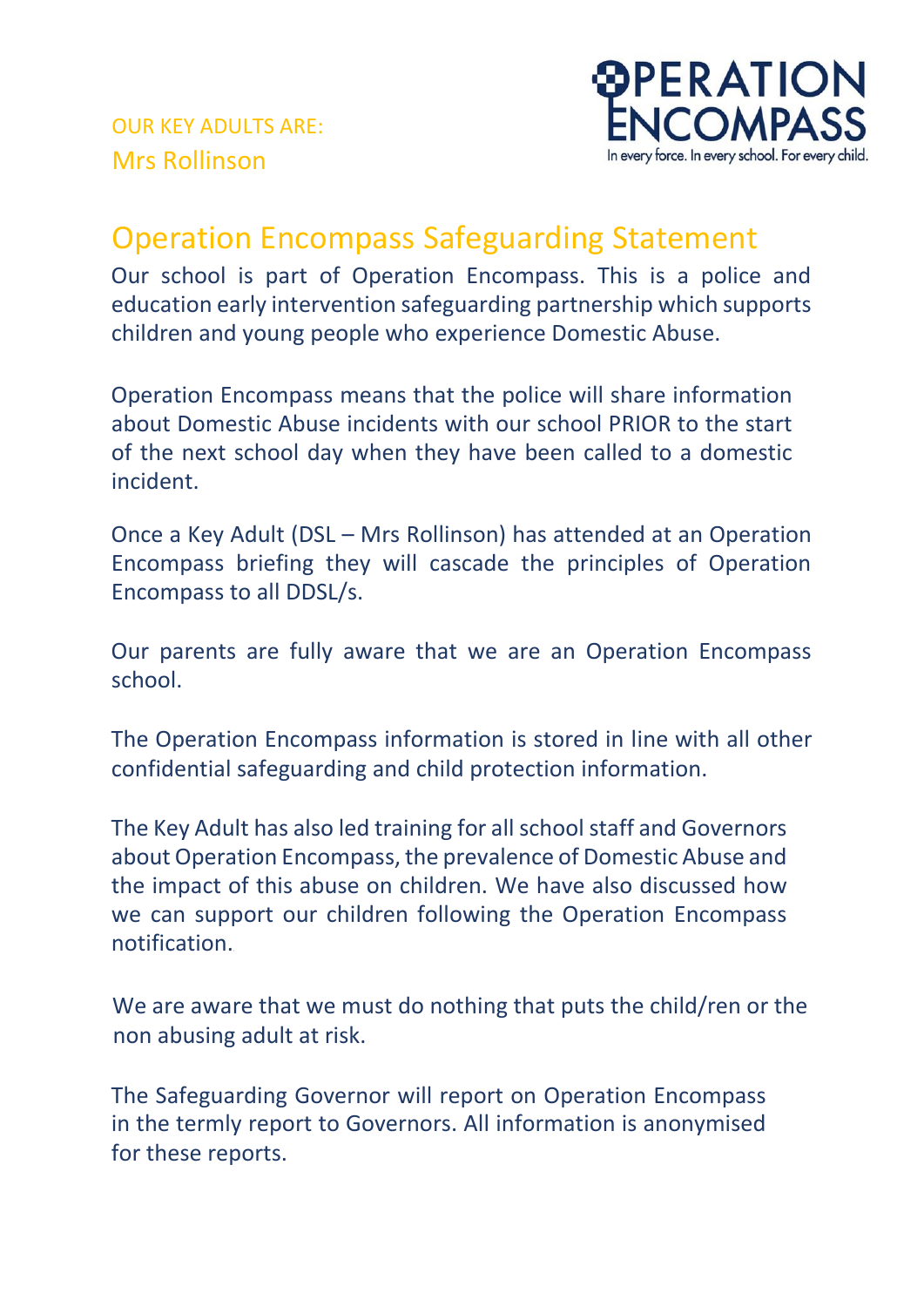OUR KEY ADULTS ARE:

Mrs Rollinson

OPERATION ENCOMPASS

In every force. In every school. For every child.

## Operation Encompass Safeguarding Statement

Our school is part of Operation Encompass. This is a police and education early intervention safeguarding partnership which supports children and young people who experience Domestic Abuse.

Operation Encompass means that the police will share information about Domestic Abuse incidents with our school PRIOR to the start of the next school day when they have been called to a domestic incident.

Once a Key Adult (DSL – Mrs Rollinson) has attended at an Operation Encompass briefing they will cascade the principles of Operation Encompass to all DDSL/s.

Our parents are fully aware that we are an Operation Encompass school.

The Operation Encompass information is stored in line with all other confidential safeguarding and child protection information.

The Key Adult has also led training for all school staff and Governors about Operation Encompass, the prevalence of Domestic Abuse and the impact of this abuse on children. We have also discussed how we can support our children following the Operation Encompass notification.

We are aware that we must do nothing that puts the child/ren or the non abusing adult at risk.

The Safeguarding Governor will report on Operation Encompass in the termly report to Governors. All information is anonymised for these reports.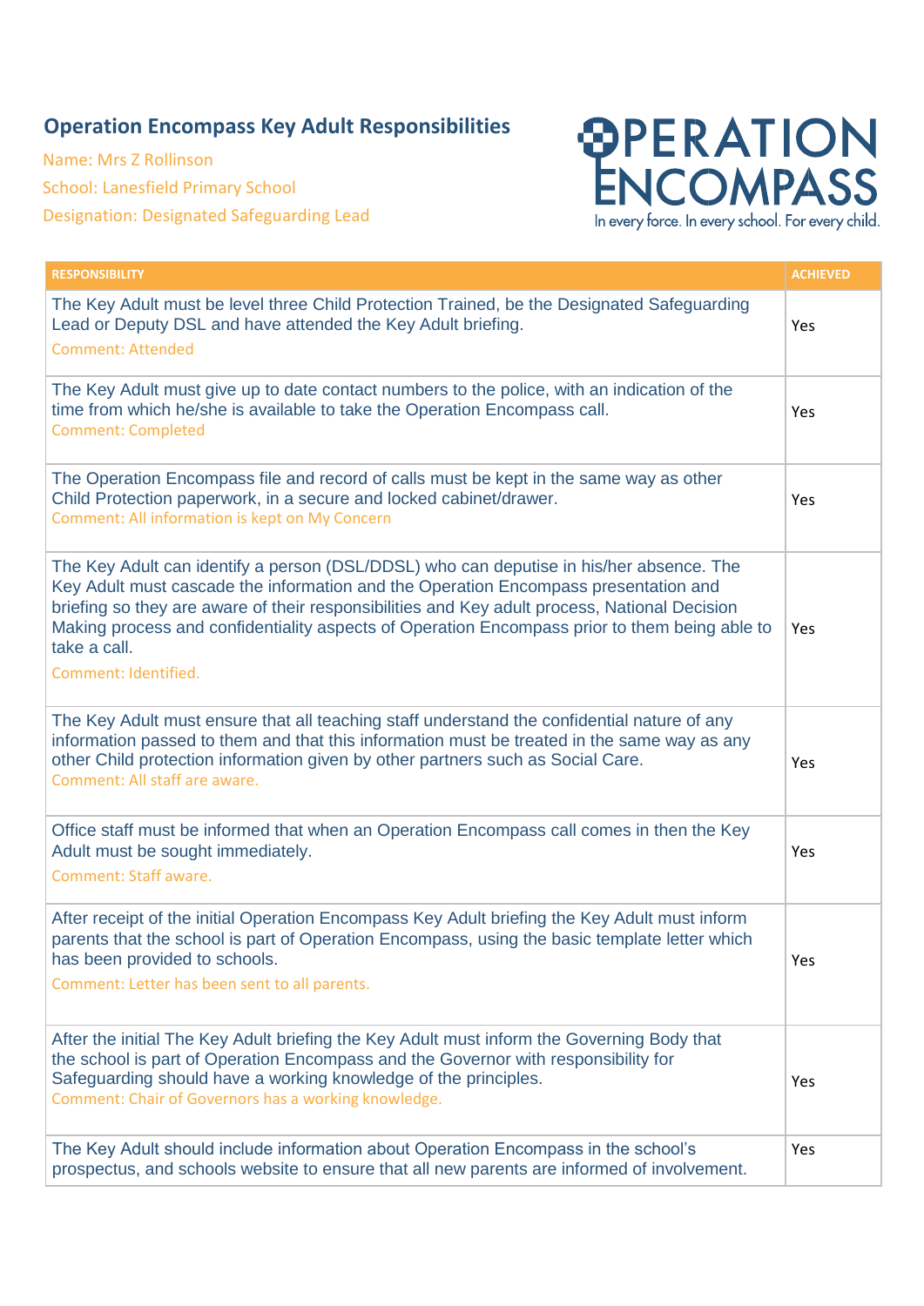## Operation Encompass Key Adult Responsibilities

Name: Mrs Z Rollinson

School: Lanesfield Primary School

Designation: Designated Safeguarding Lead

OPERATION ENCOMPASS

In every force. In every school. For every child.

| RESPONSIBILITY | ACHIEVED |
|---|---|
| The Key Adult must be level three Child Protection Trained, be the Designated Safeguarding Lead or Deputy DSL and have attended the Key Adult briefing.<br>Comment: Attended | Yes |
| The Key Adult must give up to date contact numbers to the police, with an indication of the time from which he/she is available to take the Operation Encompass call.<br>Comment: Completed | Yes |
| The Operation Encompass file and record of calls must be kept in the same way as other Child Protection paperwork, in a secure and locked cabinet/drawer.<br>Comment: All information is kept on My Concern | Yes |
| The Key Adult can identify a person (DSL/DDSL) who can deputise in his/her absence. The Key Adult must cascade the information and the Operation Encompass presentation and briefing so they are aware of their responsibilities and Key adult process, National Decision Making process and confidentiality aspects of Operation Encompass prior to them being able to take a call.<br>Comment: Identified. | Yes |
| The Key Adult must ensure that all teaching staff understand the confidential nature of any information passed to them and that this information must be treated in the same way as any other Child protection information given by other partners such as Social Care.<br>Comment: All staff are aware. | Yes |
| Office staff must be informed that when an Operation Encompass call comes in then the Key Adult must be sought immediately.<br>Comment: Staff aware. | Yes |
| After receipt of the initial Operation Encompass Key Adult briefing the Key Adult must inform parents that the school is part of Operation Encompass, using the basic template letter which has been provided to schools.<br>Comment: Letter has been sent to all parents. | Yes |
| After the initial The Key Adult briefing the Key Adult must inform the Governing Body that the school is part of Operation Encompass and the Governor with responsibility for Safeguarding should have a working knowledge of the principles.<br>Comment: Chair of Governors has a working knowledge. | Yes |
| The Key Adult should include information about Operation Encompass in the school's prospectus, and schools website to ensure that all new parents are informed of involvement. | Yes |